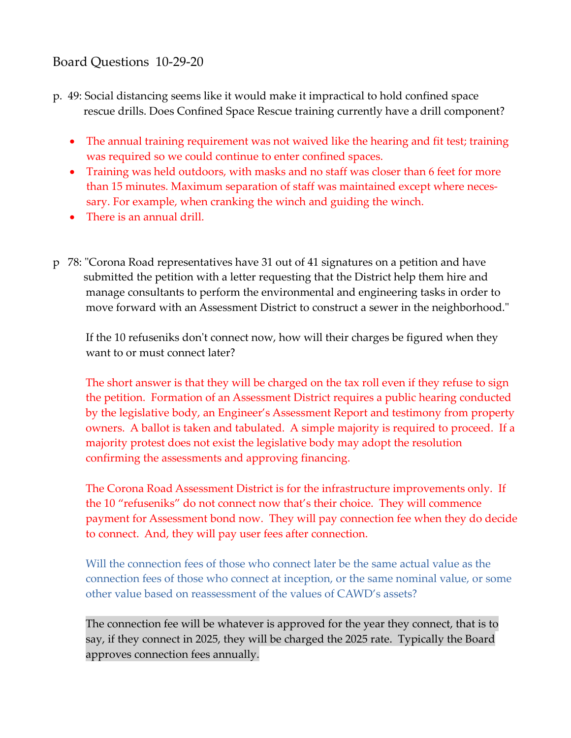Board Questions 10-29-20

p. 49: Social distancing seems like it would make it impractical to hold confined space rescue drills. Does Confined Space Rescue training currently have a drill component?

- The annual training requirement was not waived like the hearing and fit test; training was required so we could continue to enter confined spaces.
- Training was held outdoors, with masks and no staff was closer than 6 feet for more than 15 minutes. Maximum separation of staff was maintained except where necessary. For example, when cranking the winch and guiding the winch.
- There is an annual drill.

p 78: "Corona Road representatives have 31 out of 41 signatures on a petition and have submitted the petition with a letter requesting that the District help them hire and manage consultants to perform the environmental and engineering tasks in order to move forward with an Assessment District to construct a sewer in the neighborhood."

If the 10 refuseniks don't connect now, how will their charges be figured when they want to or must connect later?

The short answer is that they will be charged on the tax roll even if they refuse to sign the petition. Formation of an Assessment District requires a public hearing conducted by the legislative body, an Engineer's Assessment Report and testimony from property owners. A ballot is taken and tabulated. A simple majority is required to proceed. If a majority protest does not exist the legislative body may adopt the resolution confirming the assessments and approving financing.

The Corona Road Assessment District is for the infrastructure improvements only. If the 10 "refuseniks" do not connect now that's their choice. They will commence payment for Assessment bond now. They will pay connection fee when they do decide to connect. And, they will pay user fees after connection.

Will the connection fees of those who connect later be the same actual value as the connection fees of those who connect at inception, or the same nominal value, or some other value based on reassessment of the values of CAWD's assets?

The connection fee will be whatever is approved for the year they connect, that is to say, if they connect in 2025, they will be charged the 2025 rate. Typically the Board approves connection fees annually.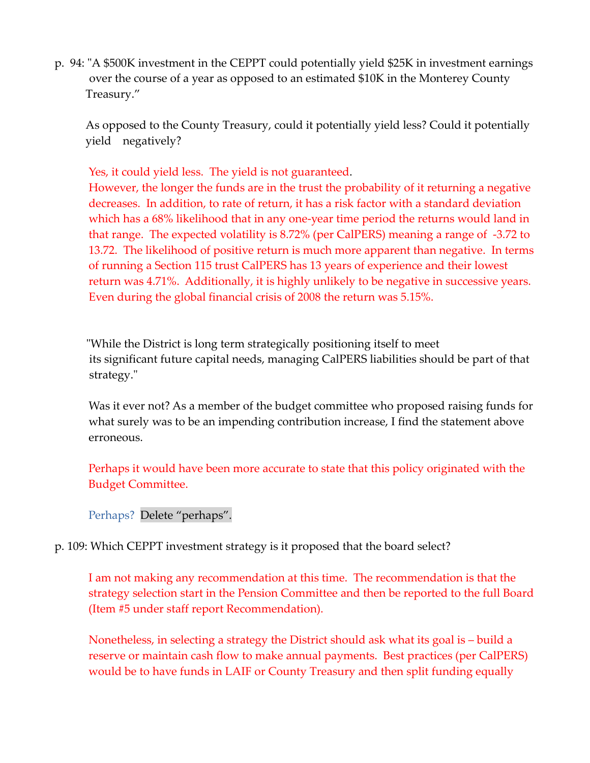p. 94: "A $500K investment in the CEPPT could potentially yield $25K in investment earnings over the course of a year as opposed to an estimated $10K in the Monterey County Treasury."

As opposed to the County Treasury, could it potentially yield less? Could it potentially yield negatively?

Yes, it could yield less. The yield is not guaranteed.
However, the longer the funds are in the trust the probability of it returning a negative decreases. In addition, to rate of return, it has a risk factor with a standard deviation which has a 68% likelihood that in any one-year time period the returns would land in that range. The expected volatility is 8.72% (per CalPERS) meaning a range of -3.72 to 13.72. The likelihood of positive return is much more apparent than negative. In terms of running a Section 115 trust CalPERS has 13 years of experience and their lowest return was 4.71%. Additionally, it is highly unlikely to be negative in successive years. Even during the global financial crisis of 2008 the return was 5.15%.

"While the District is long term strategically positioning itself to meet its significant future capital needs, managing CalPERS liabilities should be part of that strategy."

Was it ever not? As a member of the budget committee who proposed raising funds for what surely was to be an impending contribution increase, I find the statement above erroneous.

Perhaps it would have been more accurate to state that this policy originated with the Budget Committee.

Perhaps? Delete "perhaps".

p. 109: Which CEPPT investment strategy is it proposed that the board select?

I am not making any recommendation at this time. The recommendation is that the strategy selection start in the Pension Committee and then be reported to the full Board (Item #5 under staff report Recommendation).

Nonetheless, in selecting a strategy the District should ask what its goal is – build a reserve or maintain cash flow to make annual payments. Best practices (per CalPERS) would be to have funds in LAIF or County Treasury and then split funding equally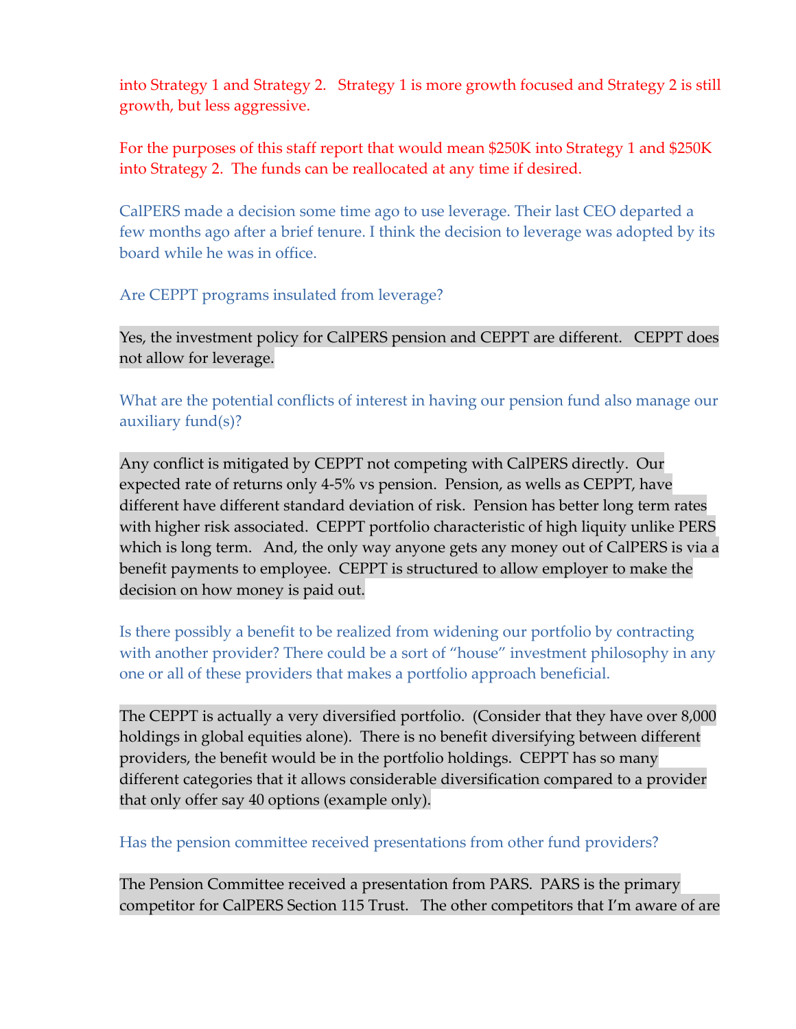into Strategy 1 and Strategy 2. Strategy 1 is more growth focused and Strategy 2 is still growth, but less aggressive.

For the purposes of this staff report that would mean $250K into Strategy 1 and $250K into Strategy 2. The funds can be reallocated at any time if desired.

CalPERS made a decision some time ago to use leverage. Their last CEO departed a few months ago after a brief tenure. I think the decision to leverage was adopted by its board while he was in office.

Are CEPPT programs insulated from leverage?

Yes, the investment policy for CalPERS pension and CEPPT are different. CEPPT does not allow for leverage.

What are the potential conflicts of interest in having our pension fund also manage our auxiliary fund(s)?

Any conflict is mitigated by CEPPT not competing with CalPERS directly. Our expected rate of returns only 4-5% vs pension. Pension, as wells as CEPPT, have different have different standard deviation of risk. Pension has better long term rates with higher risk associated. CEPPT portfolio characteristic of high liquity unlike PERS which is long term. And, the only way anyone gets any money out of CalPERS is via a benefit payments to employee. CEPPT is structured to allow employer to make the decision on how money is paid out.

Is there possibly a benefit to be realized from widening our portfolio by contracting with another provider? There could be a sort of "house" investment philosophy in any one or all of these providers that makes a portfolio approach beneficial.

The CEPPT is actually a very diversified portfolio. (Consider that they have over 8,000 holdings in global equities alone). There is no benefit diversifying between different providers, the benefit would be in the portfolio holdings. CEPPT has so many different categories that it allows considerable diversification compared to a provider that only offer say 40 options (example only).

Has the pension committee received presentations from other fund providers?

The Pension Committee received a presentation from PARS. PARS is the primary competitor for CalPERS Section 115 Trust. The other competitors that I'm aware of are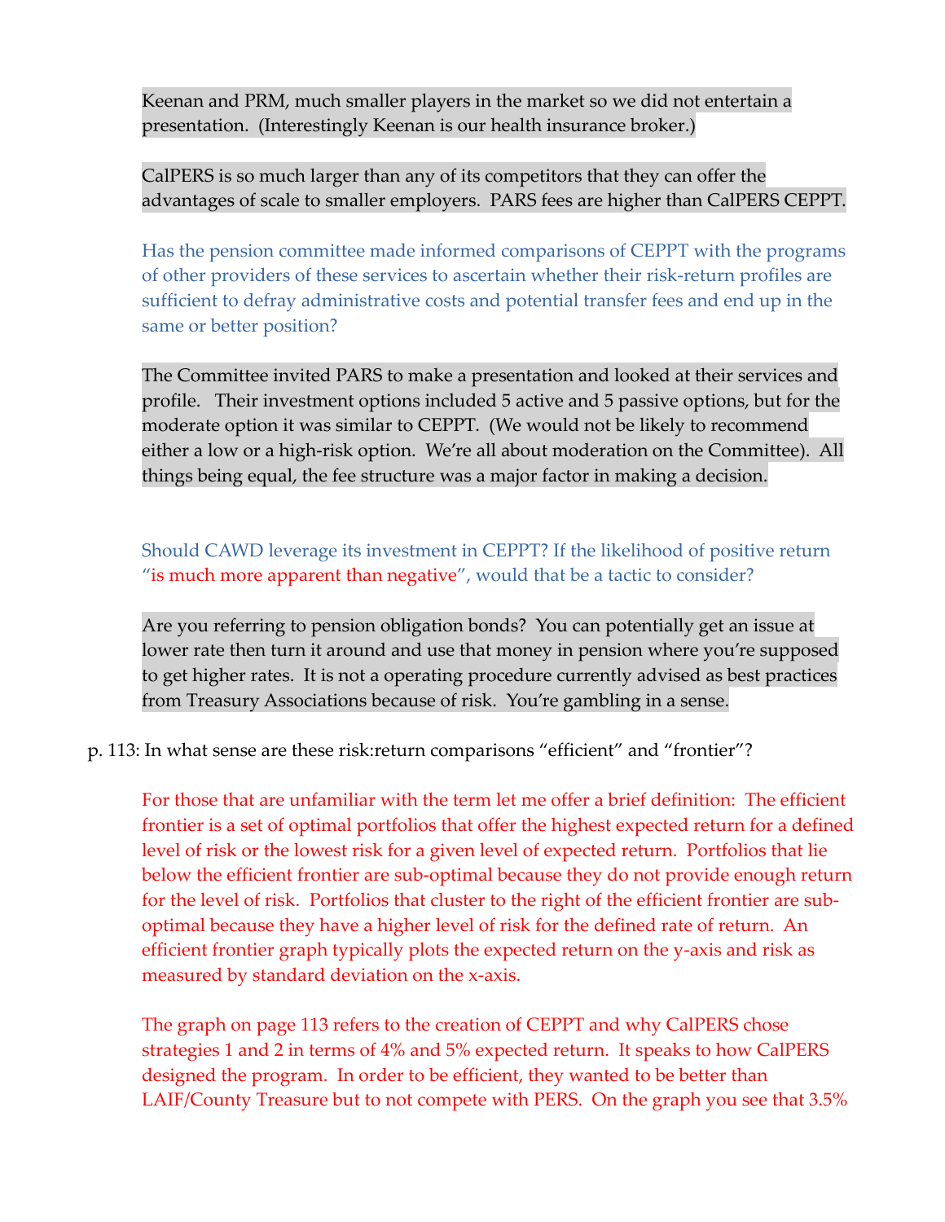Keenan and PRM, much smaller players in the market so we did not entertain a presentation. (Interestingly Keenan is our health insurance broker.)

CalPERS is so much larger than any of its competitors that they can offer the advantages of scale to smaller employers. PARS fees are higher than CalPERS CEPPT.

Has the pension committee made informed comparisons of CEPPT with the programs of other providers of these services to ascertain whether their risk-return profiles are sufficient to defray administrative costs and potential transfer fees and end up in the same or better position?

The Committee invited PARS to make a presentation and looked at their services and profile. Their investment options included 5 active and 5 passive options, but for the moderate option it was similar to CEPPT. (We would not be likely to recommend either a low or a high-risk option. We're all about moderation on the Committee). All things being equal, the fee structure was a major factor in making a decision.

Should CAWD leverage its investment in CEPPT? If the likelihood of positive return "is much more apparent than negative", would that be a tactic to consider?

Are you referring to pension obligation bonds? You can potentially get an issue at lower rate then turn it around and use that money in pension where you're supposed to get higher rates. It is not a operating procedure currently advised as best practices from Treasury Associations because of risk. You're gambling in a sense.

p. 113: In what sense are these risk:return comparisons "efficient" and "frontier"?

For those that are unfamiliar with the term let me offer a brief definition: The efficient frontier is a set of optimal portfolios that offer the highest expected return for a defined level of risk or the lowest risk for a given level of expected return. Portfolios that lie below the efficient frontier are sub-optimal because they do not provide enough return for the level of risk. Portfolios that cluster to the right of the efficient frontier are sub-optimal because they have a higher level of risk for the defined rate of return. An efficient frontier graph typically plots the expected return on the y-axis and risk as measured by standard deviation on the x-axis.

The graph on page 113 refers to the creation of CEPPT and why CalPERS chose strategies 1 and 2 in terms of 4% and 5% expected return. It speaks to how CalPERS designed the program. In order to be efficient, they wanted to be better than LAIF/County Treasure but to not compete with PERS. On the graph you see that 3.5%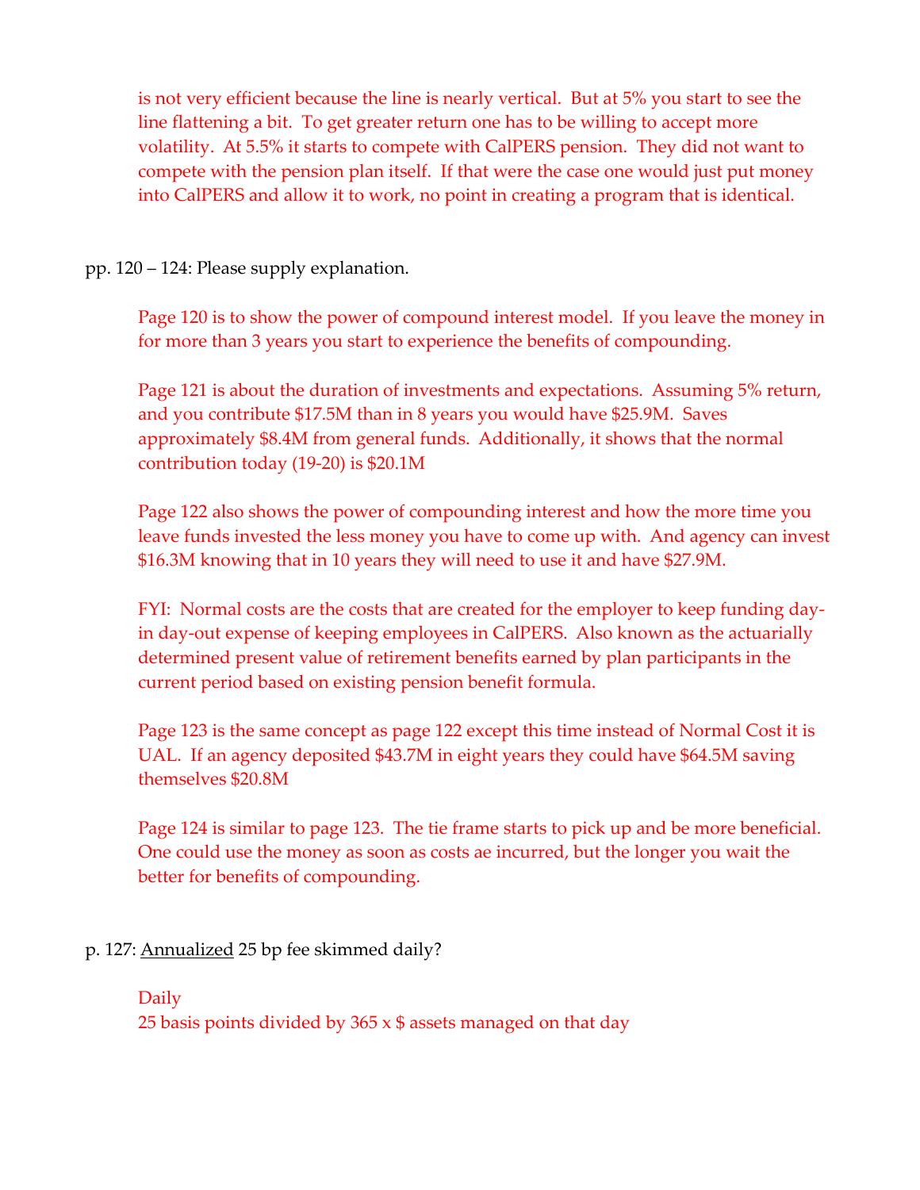is not very efficient because the line is nearly vertical. But at 5% you start to see the line flattening a bit. To get greater return one has to be willing to accept more volatility. At 5.5% it starts to compete with CalPERS pension. They did not want to compete with the pension plan itself. If that were the case one would just put money into CalPERS and allow it to work, no point in creating a program that is identical.

pp. 120 – 124: Please supply explanation.

Page 120 is to show the power of compound interest model. If you leave the money in for more than 3 years you start to experience the benefits of compounding.

Page 121 is about the duration of investments and expectations. Assuming 5% return, and you contribute $17.5M than in 8 years you would have $25.9M. Saves approximately $8.4M from general funds. Additionally, it shows that the normal contribution today (19-20) is $20.1M

Page 122 also shows the power of compounding interest and how the more time you leave funds invested the less money you have to come up with. And agency can invest $16.3M knowing that in 10 years they will need to use it and have $27.9M.

FYI: Normal costs are the costs that are created for the employer to keep funding day-in day-out expense of keeping employees in CalPERS. Also known as the actuarially determined present value of retirement benefits earned by plan participants in the current period based on existing pension benefit formula.

Page 123 is the same concept as page 122 except this time instead of Normal Cost it is UAL. If an agency deposited $43.7M in eight years they could have $64.5M saving themselves $20.8M

Page 124 is similar to page 123. The tie frame starts to pick up and be more beneficial. One could use the money as soon as costs ae incurred, but the longer you wait the better for benefits of compounding.

p. 127: <u>Annualized</u> 25 bp fee skimmed daily?

Daily
25 basis points divided by 365 x $ assets managed on that day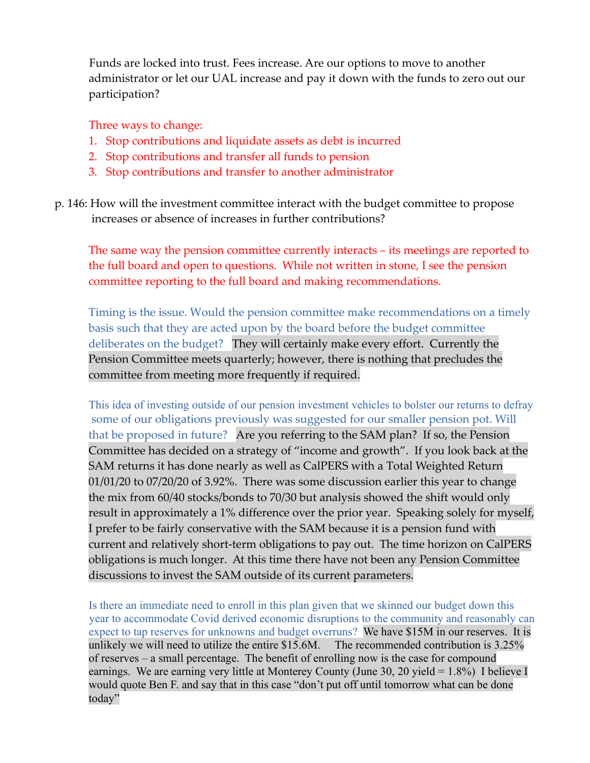Funds are locked into trust. Fees increase. Are our options to move to another administrator or let our UAL increase and pay it down with the funds to zero out our participation?

Three ways to change:

1. Stop contributions and liquidate assets as debt is incurred
2. Stop contributions and transfer all funds to pension
3. Stop contributions and transfer to another administrator

p. 146: How will the investment committee interact with the budget committee to propose increases or absence of increases in further contributions?

The same way the pension committee currently interacts – its meetings are reported to the full board and open to questions. While not written in stone, I see the pension committee reporting to the full board and making recommendations.

Timing is the issue. Would the pension committee make recommendations on a timely basis such that they are acted upon by the board before the budget committee deliberates on the budget? They will certainly make every effort. Currently the Pension Committee meets quarterly; however, there is nothing that precludes the committee from meeting more frequently if required.

This idea of investing outside of our pension investment vehicles to bolster our returns to defray some of our obligations previously was suggested for our smaller pension pot. Will that be proposed in future? Are you referring to the SAM plan? If so, the Pension Committee has decided on a strategy of "income and growth". If you look back at the SAM returns it has done nearly as well as CalPERS with a Total Weighted Return 01/01/20 to 07/20/20 of 3.92%. There was some discussion earlier this year to change the mix from 60/40 stocks/bonds to 70/30 but analysis showed the shift would only result in approximately a 1% difference over the prior year. Speaking solely for myself, I prefer to be fairly conservative with the SAM because it is a pension fund with current and relatively short-term obligations to pay out. The time horizon on CalPERS obligations is much longer. At this time there have not been any Pension Committee discussions to invest the SAM outside of its current parameters.

Is there an immediate need to enroll in this plan given that we skinned our budget down this year to accommodate Covid derived economic disruptions to the community and reasonably can expect to tap reserves for unknowns and budget overruns? We have $15M in our reserves. It is unlikely we will need to utilize the entire $15.6M. The recommended contribution is 3.25% of reserves – a small percentage. The benefit of enrolling now is the case for compound earnings. We are earning very little at Monterey County (June 30, 20 yield = 1.8%) I believe I would quote Ben F. and say that in this case "don't put off until tomorrow what can be done today"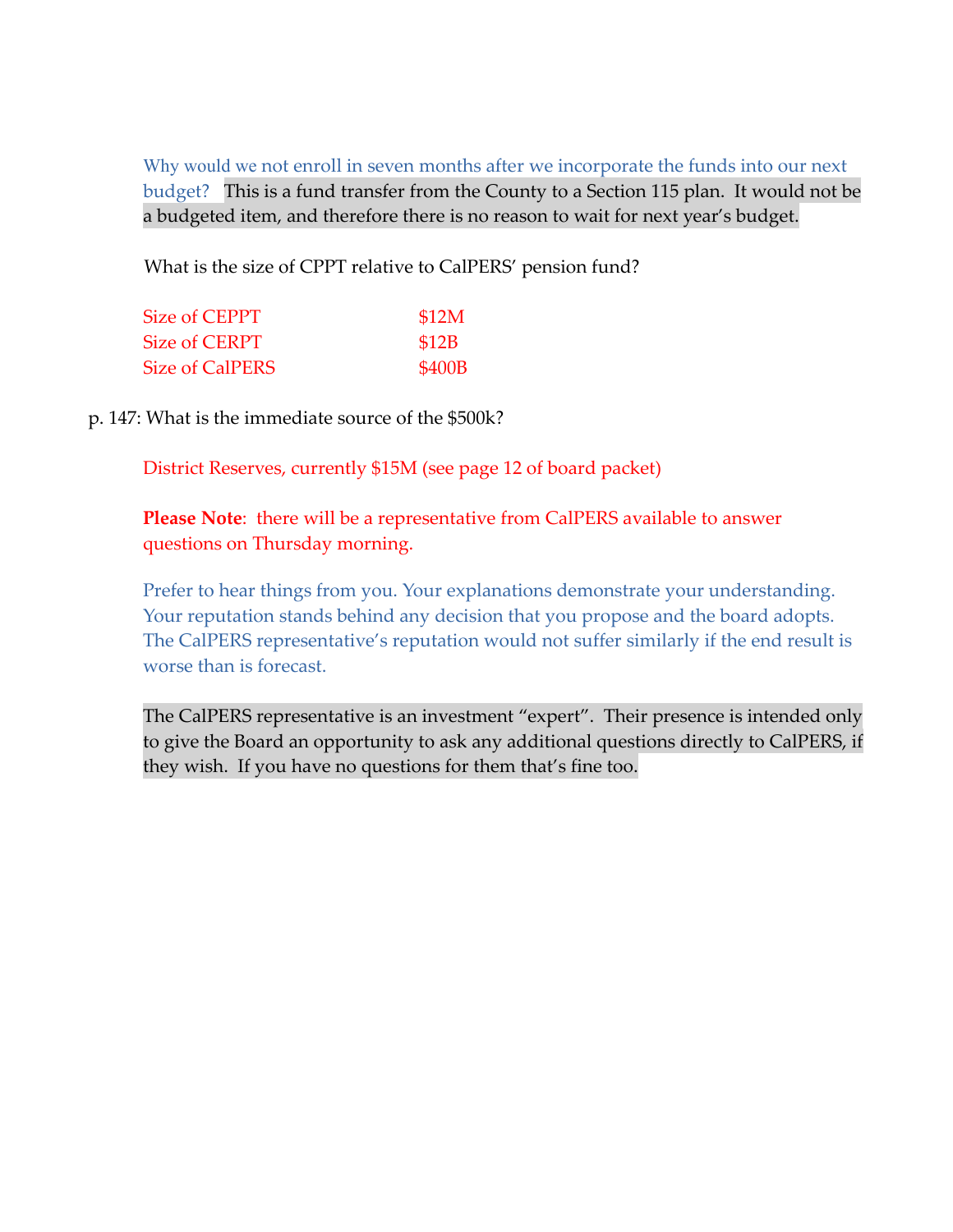Why would we not enroll in seven months after we incorporate the funds into our next budget? This is a fund transfer from the County to a Section 115 plan. It would not be a budgeted item, and therefore there is no reason to wait for next year's budget.

What is the size of CPPT relative to CalPERS' pension fund?

| | |
|---|---|
| Size of CEPPT | $12M |
| Size of CERPT | $12B |
| Size of CalPERS | $400B |

p. 147: What is the immediate source of the $500k?

District Reserves, currently $15M (see page 12 of board packet)

**Please Note**: there will be a representative from CalPERS available to answer questions on Thursday morning.

Prefer to hear things from you. Your explanations demonstrate your understanding. Your reputation stands behind any decision that you propose and the board adopts. The CalPERS representative's reputation would not suffer similarly if the end result is worse than is forecast.

The CalPERS representative is an investment "expert". Their presence is intended only to give the Board an opportunity to ask any additional questions directly to CalPERS, if they wish. If you have no questions for them that's fine too.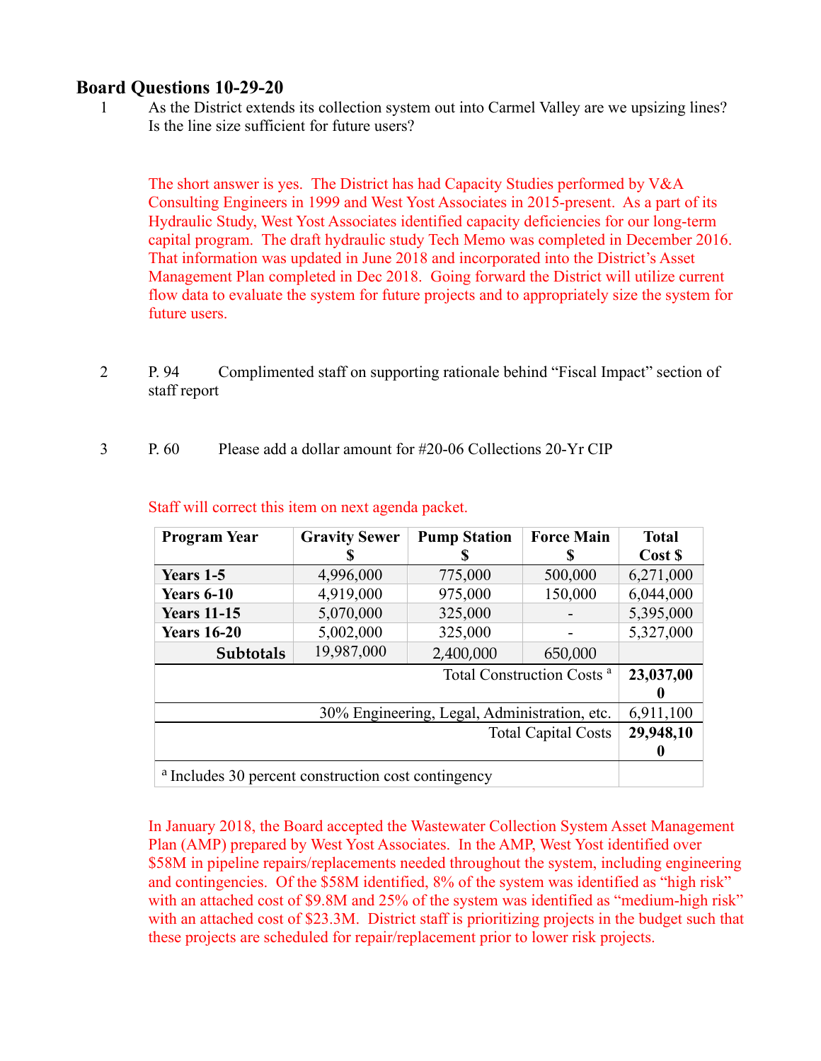# Board Questions 10-29-20

1 As the District extends its collection system out into Carmel Valley are we upsizing lines? Is the line size sufficient for future users?

The short answer is yes. The District has had Capacity Studies performed by V&A Consulting Engineers in 1999 and West Yost Associates in 2015-present. As a part of its Hydraulic Study, West Yost Associates identified capacity deficiencies for our long-term capital program. The draft hydraulic study Tech Memo was completed in December 2016. That information was updated in June 2018 and incorporated into the District's Asset Management Plan completed in Dec 2018. Going forward the District will utilize current flow data to evaluate the system for future projects and to appropriately size the system for future users.

2 P. 94 Complimented staff on supporting rationale behind "Fiscal Impact" section of staff report

3 P. 60 Please add a dollar amount for #20-06 Collections 20-Yr CIP

Staff will correct this item on next agenda packet.

| Program Year | Gravity Sewer $ | Pump Station $ | Force Main $ | Total Cost $ |
|---|---|---|---|---|
| **Years 1-5** | 4,996,000 | 775,000 | 500,000 | 6,271,000 |
| **Years 6-10** | 4,919,000 | 975,000 | 150,000 | 6,044,000 |
| **Years 11-15** | 5,070,000 | 325,000 | - | 5,395,000 |
| **Years 16-20** | 5,002,000 | 325,000 | - | 5,327,000 |
| **Subtotals** | 19,987,000 | 2,400,000 | 650,000 | |
| | | | Total Construction Costs [a] | **23,037,000** |
| | | | 30% Engineering, Legal, Administration, etc. | 6,911,100 |
| | | | Total Capital Costs | **29,948,100** |
| [a] Includes 30 percent construction cost contingency | | | | |

In January 2018, the Board accepted the Wastewater Collection System Asset Management Plan (AMP) prepared by West Yost Associates. In the AMP, West Yost identified over $58M in pipeline repairs/replacements needed throughout the system, including engineering and contingencies. Of the $58M identified, 8% of the system was identified as "high risk" with an attached cost of $9.8M and 25% of the system was identified as "medium-high risk" with an attached cost of $23.3M. District staff is prioritizing projects in the budget such that these projects are scheduled for repair/replacement prior to lower risk projects.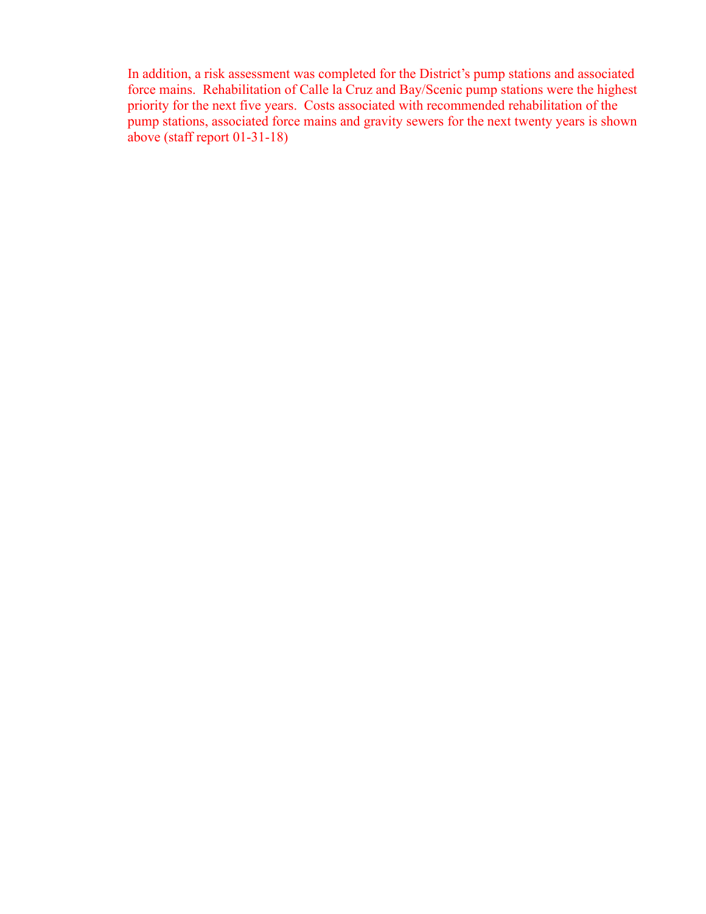In addition, a risk assessment was completed for the District's pump stations and associated force mains. Rehabilitation of Calle la Cruz and Bay/Scenic pump stations were the highest priority for the next five years. Costs associated with recommended rehabilitation of the pump stations, associated force mains and gravity sewers for the next twenty years is shown above (staff report 01-31-18)